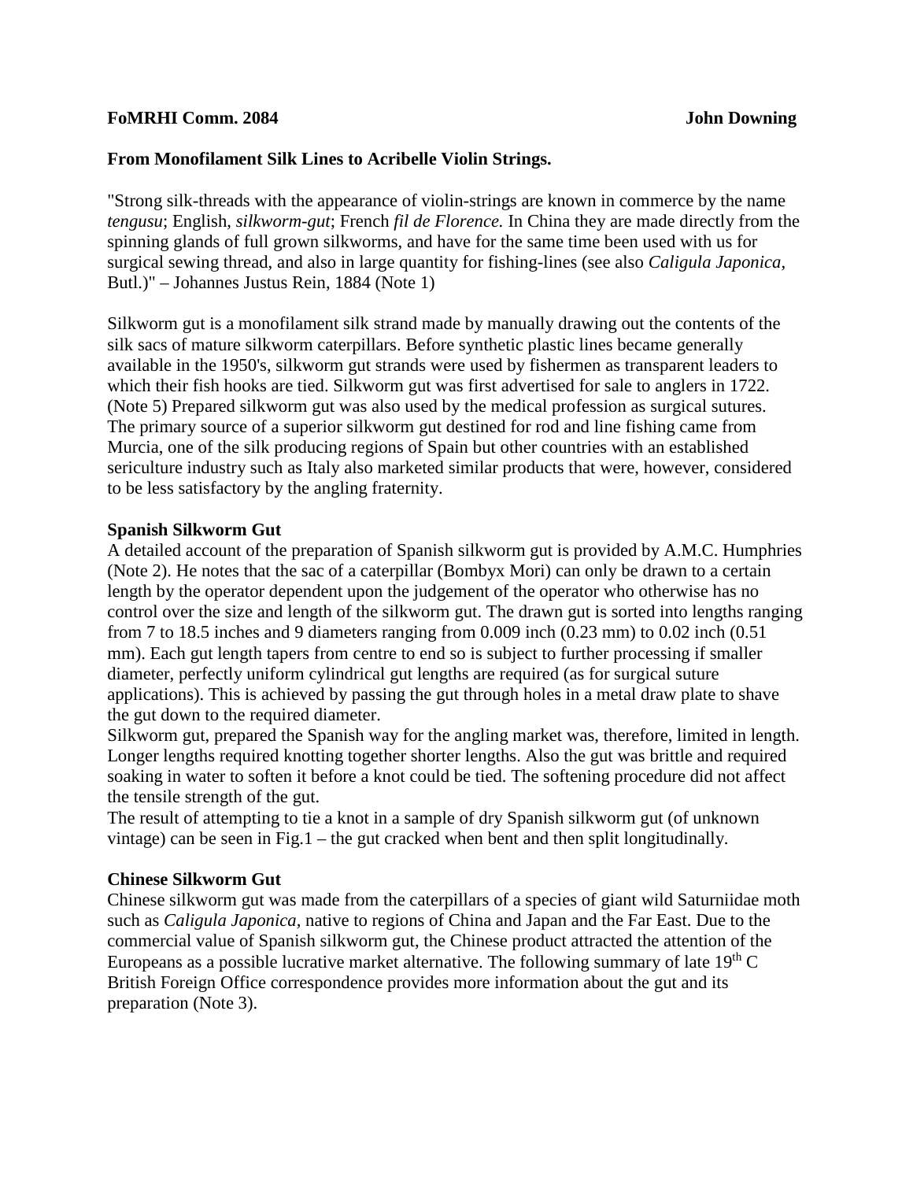**FoMRHI Comm. 2084** **John Downing**

## From Monofilament Silk Lines to Acribelle Violin Strings.

"Strong silk-threads with the appearance of violin-strings are known in commerce by the name *tengusu*; English, *silkworm-gut*; French *fil de Florence.* In China they are made directly from the spinning glands of full grown silkworms, and have for the same time been used with us for surgical sewing thread, and also in large quantity for fishing-lines (see also *Caligula Japonica*, Butl.)" – Johannes Justus Rein, 1884 (Note 1)

Silkworm gut is a monofilament silk strand made by manually drawing out the contents of the silk sacs of mature silkworm caterpillars. Before synthetic plastic lines became generally available in the 1950's, silkworm gut strands were used by fishermen as transparent leaders to which their fish hooks are tied. Silkworm gut was first advertised for sale to anglers in 1722. (Note 5) Prepared silkworm gut was also used by the medical profession as surgical sutures. The primary source of a superior silkworm gut destined for rod and line fishing came from Murcia, one of the silk producing regions of Spain but other countries with an established sericulture industry such as Italy also marketed similar products that were, however, considered to be less satisfactory by the angling fraternity.

### Spanish Silkworm Gut

A detailed account of the preparation of Spanish silkworm gut is provided by A.M.C. Humphries (Note 2). He notes that the sac of a caterpillar (Bombyx Mori) can only be drawn to a certain length by the operator dependent upon the judgement of the operator who otherwise has no control over the size and length of the silkworm gut. The drawn gut is sorted into lengths ranging from 7 to 18.5 inches and 9 diameters ranging from 0.009 inch (0.23 mm) to 0.02 inch (0.51 mm). Each gut length tapers from centre to end so is subject to further processing if smaller diameter, perfectly uniform cylindrical gut lengths are required (as for surgical suture applications). This is achieved by passing the gut through holes in a metal draw plate to shave the gut down to the required diameter.

Silkworm gut, prepared the Spanish way for the angling market was, therefore, limited in length. Longer lengths required knotting together shorter lengths. Also the gut was brittle and required soaking in water to soften it before a knot could be tied. The softening procedure did not affect the tensile strength of the gut.

The result of attempting to tie a knot in a sample of dry Spanish silkworm gut (of unknown vintage) can be seen in Fig.1 – the gut cracked when bent and then split longitudinally.

### Chinese Silkworm Gut

Chinese silkworm gut was made from the caterpillars of a species of giant wild Saturniidae moth such as *Caligula Japonica,* native to regions of China and Japan and the Far East. Due to the commercial value of Spanish silkworm gut, the Chinese product attracted the attention of the Europeans as a possible lucrative market alternative. The following summary of late 19th C British Foreign Office correspondence provides more information about the gut and its preparation (Note 3).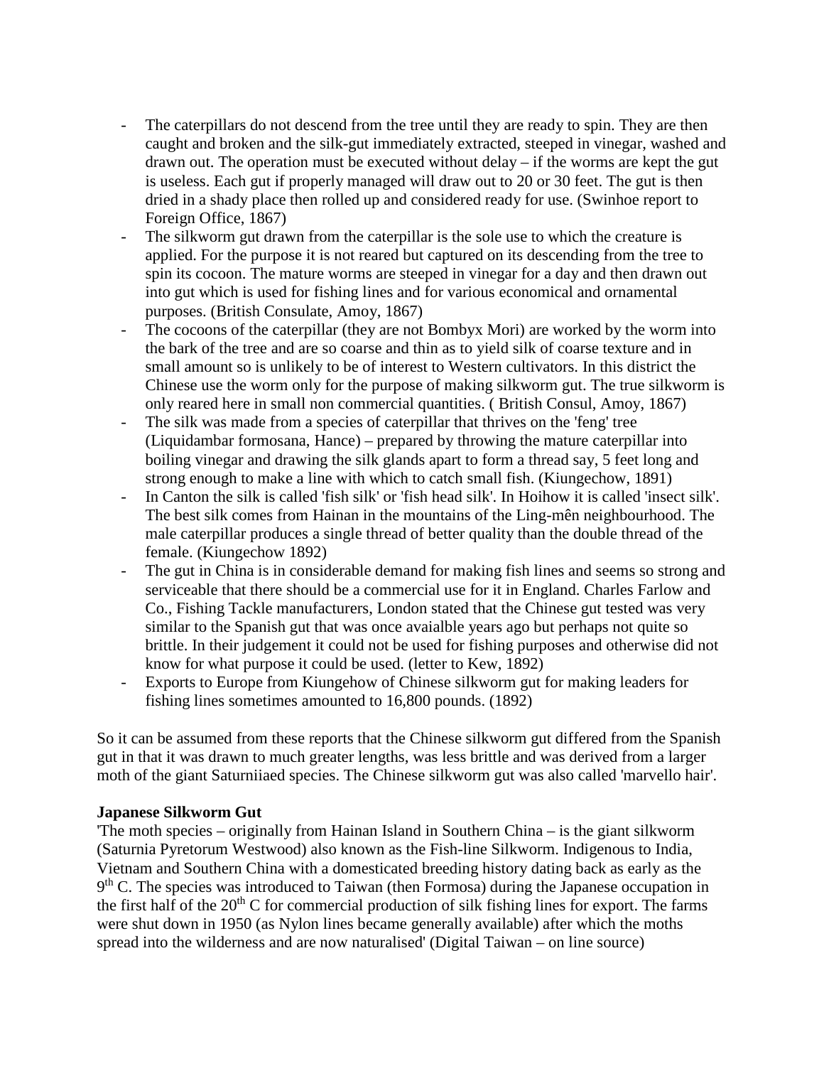- The caterpillars do not descend from the tree until they are ready to spin. They are then caught and broken and the silk-gut immediately extracted, steeped in vinegar, washed and drawn out. The operation must be executed without delay – if the worms are kept the gut is useless. Each gut if properly managed will draw out to 20 or 30 feet. The gut is then dried in a shady place then rolled up and considered ready for use. (Swinhoe report to Foreign Office, 1867)
- The silkworm gut drawn from the caterpillar is the sole use to which the creature is applied. For the purpose it is not reared but captured on its descending from the tree to spin its cocoon. The mature worms are steeped in vinegar for a day and then drawn out into gut which is used for fishing lines and for various economical and ornamental purposes. (British Consulate, Amoy, 1867)
- The cocoons of the caterpillar (they are not Bombyx Mori) are worked by the worm into the bark of the tree and are so coarse and thin as to yield silk of coarse texture and in small amount so is unlikely to be of interest to Western cultivators. In this district the Chinese use the worm only for the purpose of making silkworm gut. The true silkworm is only reared here in small non commercial quantities. ( British Consul, Amoy, 1867)
- The silk was made from a species of caterpillar that thrives on the 'feng' tree (Liquidambar formosana, Hance) – prepared by throwing the mature caterpillar into boiling vinegar and drawing the silk glands apart to form a thread say, 5 feet long and strong enough to make a line with which to catch small fish. (Kiungechow, 1891)
- In Canton the silk is called 'fish silk' or 'fish head silk'. In Hoihow it is called 'insect silk'. The best silk comes from Hainan in the mountains of the Ling-mên neighbourhood. The male caterpillar produces a single thread of better quality than the double thread of the female. (Kiungechow 1892)
- The gut in China is in considerable demand for making fish lines and seems so strong and serviceable that there should be a commercial use for it in England. Charles Farlow and Co., Fishing Tackle manufacturers, London stated that the Chinese gut tested was very similar to the Spanish gut that was once avaialble years ago but perhaps not quite so brittle. In their judgement it could not be used for fishing purposes and otherwise did not know for what purpose it could be used. (letter to Kew, 1892)
- Exports to Europe from Kiungehow of Chinese silkworm gut for making leaders for fishing lines sometimes amounted to 16,800 pounds. (1892)

So it can be assumed from these reports that the Chinese silkworm gut differed from the Spanish gut in that it was drawn to much greater lengths, was less brittle and was derived from a larger moth of the giant Saturniiaed species. The Chinese silkworm gut was also called 'marvello hair'.

**Japanese Silkworm Gut**

'The moth species – originally from Hainan Island in Southern China – is the giant silkworm (Saturnia Pyretorum Westwood) also known as the Fish-line Silkworm. Indigenous to India, Vietnam and Southern China with a domesticated breeding history dating back as early as the 9th C. The species was introduced to Taiwan (then Formosa) during the Japanese occupation in the first half of the 20th C for commercial production of silk fishing lines for export. The farms were shut down in 1950 (as Nylon lines became generally available) after which the moths spread into the wilderness and are now naturalised' (Digital Taiwan – on line source)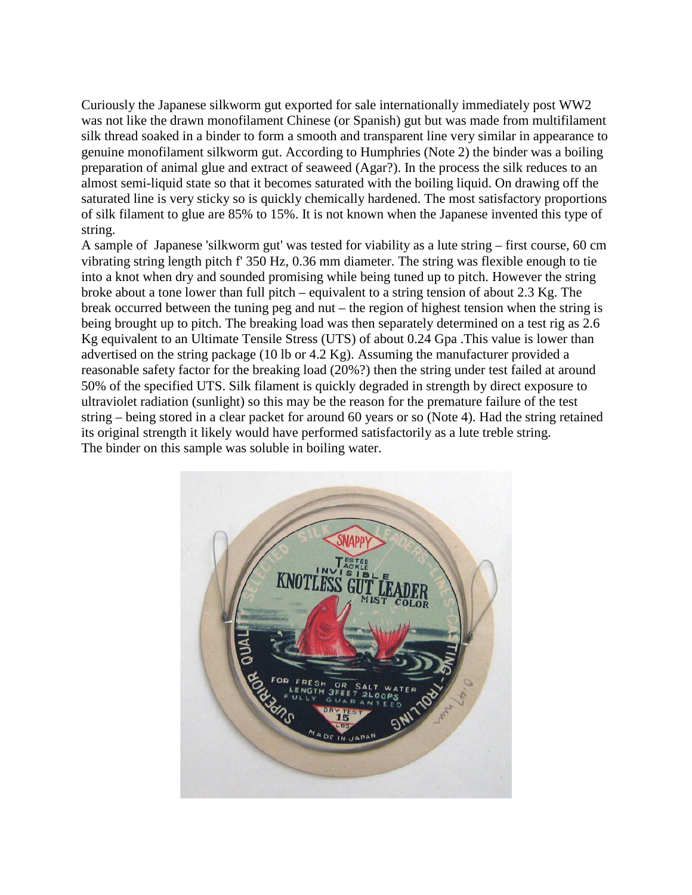Curiously the Japanese silkworm gut exported for sale internationally immediately post WW2 was not like the drawn monofilament Chinese (or Spanish) gut but was made from multifilament silk thread soaked in a binder to form a smooth and transparent line very similar in appearance to genuine monofilament silkworm gut. According to Humphries (Note 2) the binder was a boiling preparation of animal glue and extract of seaweed (Agar?). In the process the silk reduces to an almost semi-liquid state so that it becomes saturated with the boiling liquid. On drawing off the saturated line is very sticky so is quickly chemically hardened. The most satisfactory proportions of silk filament to glue are 85% to 15%. It is not known when the Japanese invented this type of string.

A sample of Japanese 'silkworm gut' was tested for viability as a lute string – first course, 60 cm vibrating string length pitch f' 350 Hz, 0.36 mm diameter. The string was flexible enough to tie into a knot when dry and sounded promising while being tuned up to pitch. However the string broke about a tone lower than full pitch – equivalent to a string tension of about 2.3 Kg. The break occurred between the tuning peg and nut – the region of highest tension when the string is being brought up to pitch. The breaking load was then separately determined on a test rig as 2.6 Kg equivalent to an Ultimate Tensile Stress (UTS) of about 0.24 Gpa .This value is lower than advertised on the string package (10 lb or 4.2 Kg). Assuming the manufacturer provided a reasonable safety factor for the breaking load (20%?) then the string under test failed at around 50% of the specified UTS. Silk filament is quickly degraded in strength by direct exposure to ultraviolet radiation (sunlight) so this may be the reason for the premature failure of the test string – being stored in a clear packet for around 60 years or so (Note 4). Had the string retained its original strength it likely would have performed satisfactorily as a lute treble string.

The binder on this sample was soluble in boiling water.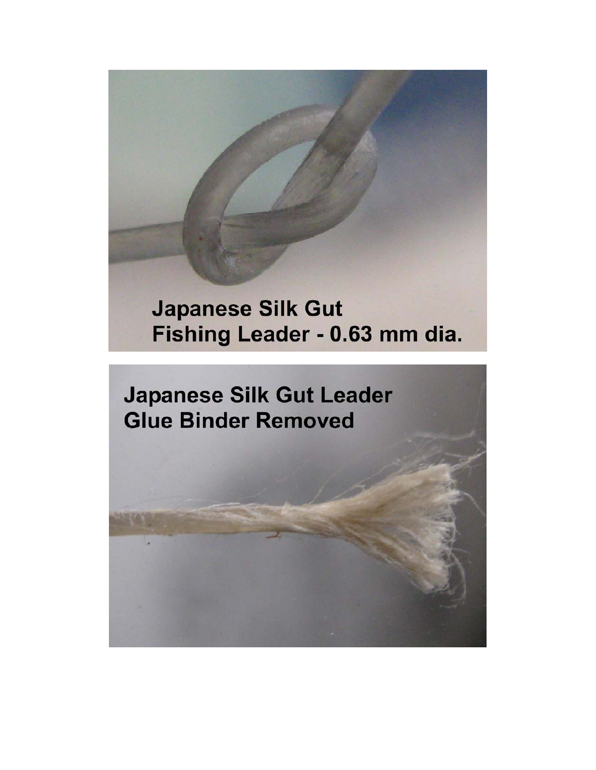Japanese Silk Gut
Fishing Leader - 0.63 mm dia.

Japanese Silk Gut Leader
Glue Binder Removed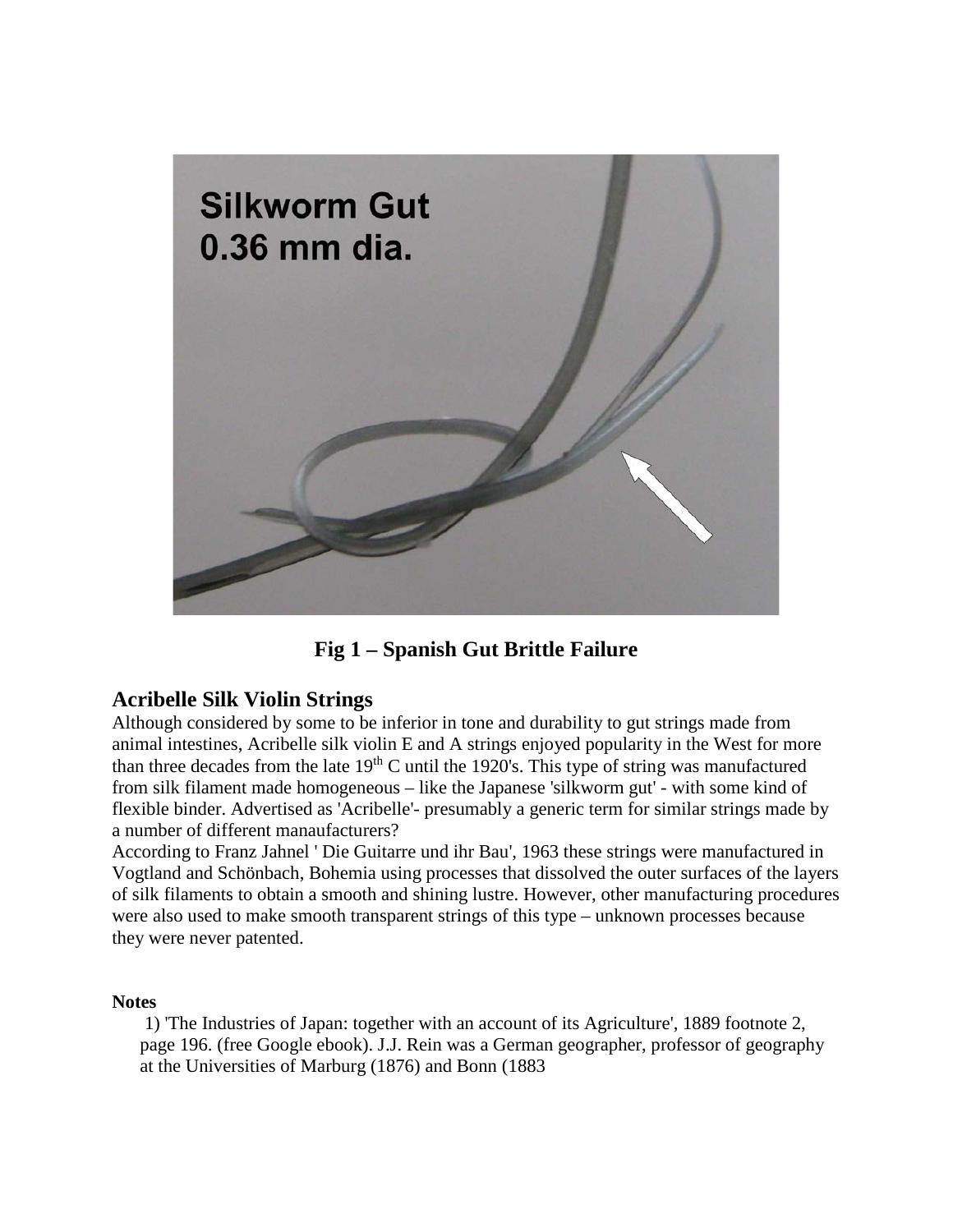Fig 1 – Spanish Gut Brittle Failure

## Acribelle Silk Violin Strings

Although considered by some to be inferior in tone and durability to gut strings made from animal intestines, Acribelle silk violin E and A strings enjoyed popularity in the West for more than three decades from the late $19^{th}$ C until the 1920's. This type of string was manufactured from silk filament made homogeneous – like the Japanese 'silkworm gut' - with some kind of flexible binder. Advertised as 'Acribelle'- presumably a generic term for similar strings made by a number of different manaufacturers?

According to Franz Jahnel ' Die Guitarre und ihr Bau', 1963 these strings were manufactured in Vogtland and Schönbach, Bohemia using processes that dissolved the outer surfaces of the layers of silk filaments to obtain a smooth and shining lustre. However, other manufacturing procedures were also used to make smooth transparent strings of this type – unknown processes because they were never patented.

**Notes**

1) 'The Industries of Japan: together with an account of its Agriculture', 1889 footnote 2, page 196. (free Google ebook). J.J. Rein was a German geographer, professor of geography at the Universities of Marburg (1876) and Bonn (1883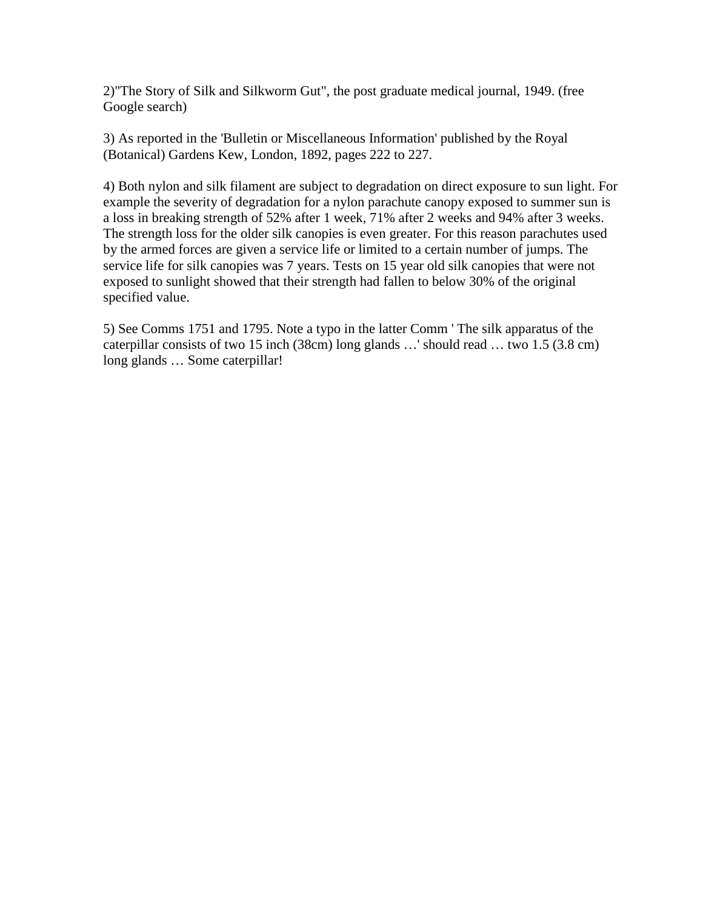2)"The Story of Silk and Silkworm Gut", the post graduate medical journal, 1949. (free Google search)

3) As reported in the 'Bulletin or Miscellaneous Information' published by the Royal (Botanical) Gardens Kew, London, 1892, pages 222 to 227.

4) Both nylon and silk filament are subject to degradation on direct exposure to sun light. For example the severity of degradation for a nylon parachute canopy exposed to summer sun is a loss in breaking strength of 52% after 1 week, 71% after 2 weeks and 94% after 3 weeks. The strength loss for the older silk canopies is even greater. For this reason parachutes used by the armed forces are given a service life or limited to a certain number of jumps. The service life for silk canopies was 7 years. Tests on 15 year old silk canopies that were not exposed to sunlight showed that their strength had fallen to below 30% of the original specified value.

5) See Comms 1751 and 1795. Note a typo in the latter Comm ' The silk apparatus of the caterpillar consists of two 15 inch (38cm) long glands …' should read … two 1.5 (3.8 cm) long glands … Some caterpillar!